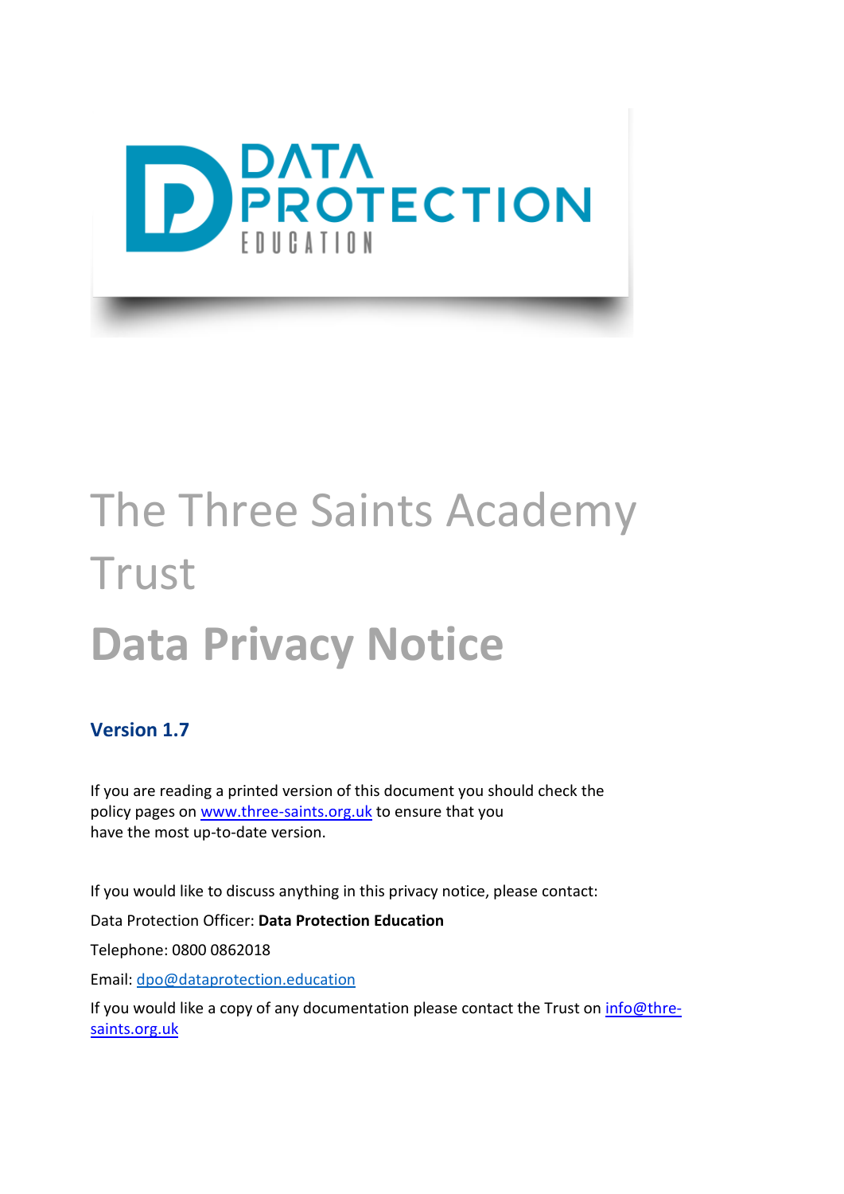# The Three Saints Academy Trust

# Data Privacy Notice

### Version 1.7

If you are reading a printed version of this document you should check the policy pages on [www.three-saints.org.uk](http://www.three-saints.org.uk) to ensure that you have the most up-to-date version.

If you would like to discuss anything in this privacy notice, please contact:

Data Protection Officer: **Data Protection Education**

Telephone: 0800 0862018

Email: [dpo@dataprotection.education](mailto:dpo@dataprotection.education)

If you would like a copy of any documentation please contact the Trust on [info@thre-saints.org.uk](mailto:info@thre-saints.org.uk)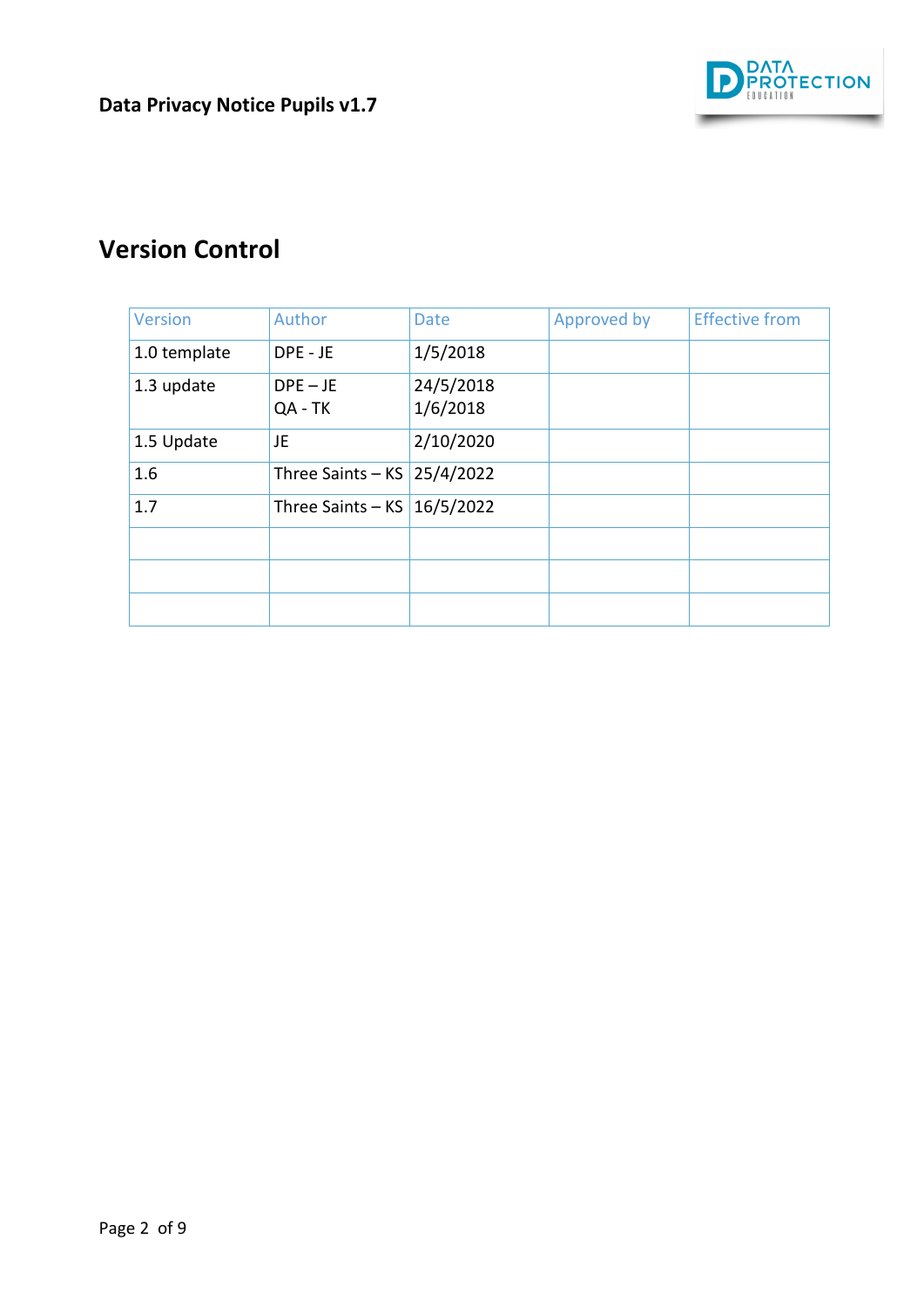## Version Control

| Version | Author | Date | Approved by | Effective from |
|---|---|---|---|---|
| 1.0 template | DPE - JE | 1/5/2018 | | |
| 1.3 update | DPE – JE<br>QA - TK | 24/5/2018<br>1/6/2018 | | |
| 1.5 Update | JE | 2/10/2020 | | |
| 1.6 | Three Saints – KS | 25/4/2022 | | |
| 1.7 | Three Saints – KS | 16/5/2022 | | |
| | | | | |
| | | | | |
| | | | | |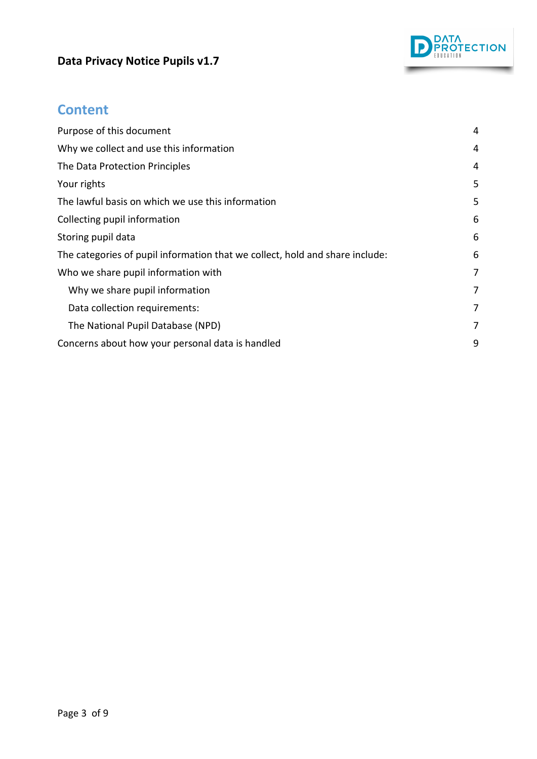## Content

| | |
|---|---|
| Purpose of this document | 4 |
| Why we collect and use this information | 4 |
| The Data Protection Principles | 4 |
| Your rights | 5 |
| The lawful basis on which we use this information | 5 |
| Collecting pupil information | 6 |
| Storing pupil data | 6 |
| The categories of pupil information that we collect, hold and share include: | 6 |
| Who we share pupil information with | 7 |
| &nbsp;&nbsp;&nbsp;&nbsp;Why we share pupil information | 7 |
| &nbsp;&nbsp;&nbsp;&nbsp;Data collection requirements: | 7 |
| &nbsp;&nbsp;&nbsp;&nbsp;The National Pupil Database (NPD) | 7 |
| Concerns about how your personal data is handled | 9 |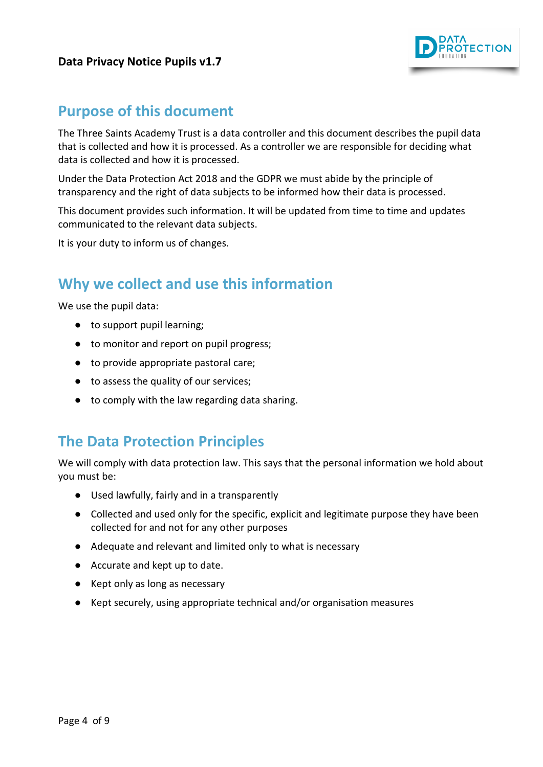## Purpose of this document

The Three Saints Academy Trust is a data controller and this document describes the pupil data that is collected and how it is processed. As a controller we are responsible for deciding what data is collected and how it is processed.

Under the Data Protection Act 2018 and the GDPR we must abide by the principle of transparency and the right of data subjects to be informed how their data is processed.

This document provides such information. It will be updated from time to time and updates communicated to the relevant data subjects.

It is your duty to inform us of changes.

## Why we collect and use this information

We use the pupil data:

- to support pupil learning;
- to monitor and report on pupil progress;
- to provide appropriate pastoral care;
- to assess the quality of our services;
- to comply with the law regarding data sharing.

## The Data Protection Principles

We will comply with data protection law. This says that the personal information we hold about you must be:

- Used lawfully, fairly and in a transparently
- Collected and used only for the specific, explicit and legitimate purpose they have been collected for and not for any other purposes
- Adequate and relevant and limited only to what is necessary
- Accurate and kept up to date.
- Kept only as long as necessary
- Kept securely, using appropriate technical and/or organisation measures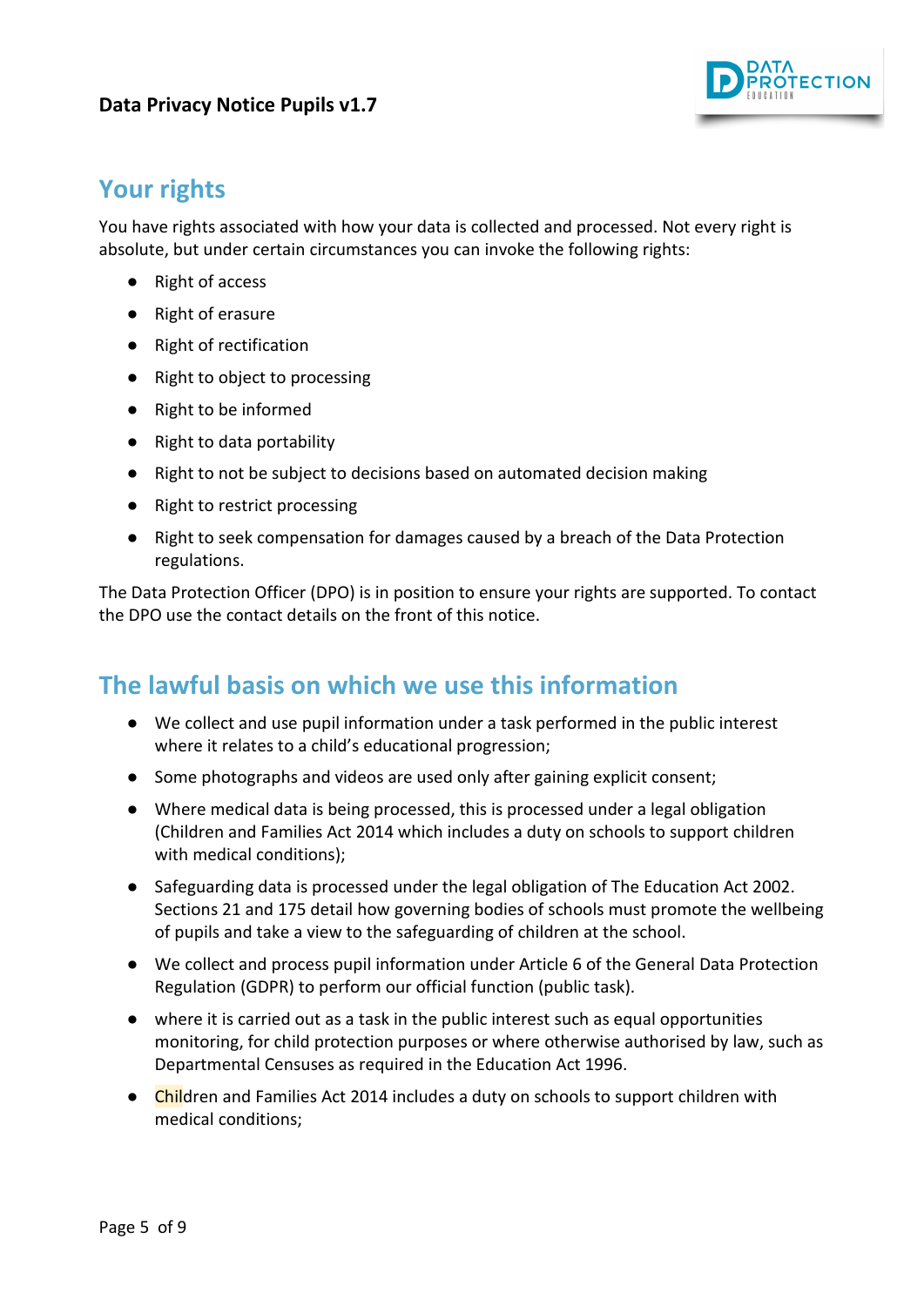## Your rights

You have rights associated with how your data is collected and processed. Not every right is absolute, but under certain circumstances you can invoke the following rights:

- Right of access
- Right of erasure
- Right of rectification
- Right to object to processing
- Right to be informed
- Right to data portability
- Right to not be subject to decisions based on automated decision making
- Right to restrict processing
- Right to seek compensation for damages caused by a breach of the Data Protection regulations.

The Data Protection Officer (DPO) is in position to ensure your rights are supported. To contact the DPO use the contact details on the front of this notice.

## The lawful basis on which we use this information

- We collect and use pupil information under a task performed in the public interest where it relates to a child's educational progression;
- Some photographs and videos are used only after gaining explicit consent;
- Where medical data is being processed, this is processed under a legal obligation (Children and Families Act 2014 which includes a duty on schools to support children with medical conditions);
- Safeguarding data is processed under the legal obligation of The Education Act 2002. Sections 21 and 175 detail how governing bodies of schools must promote the wellbeing of pupils and take a view to the safeguarding of children at the school.
- We collect and process pupil information under Article 6 of the General Data Protection Regulation (GDPR) to perform our official function (public task).
- where it is carried out as a task in the public interest such as equal opportunities monitoring, for child protection purposes or where otherwise authorised by law, such as Departmental Censuses as required in the Education Act 1996.
- Children and Families Act 2014 includes a duty on schools to support children with medical conditions;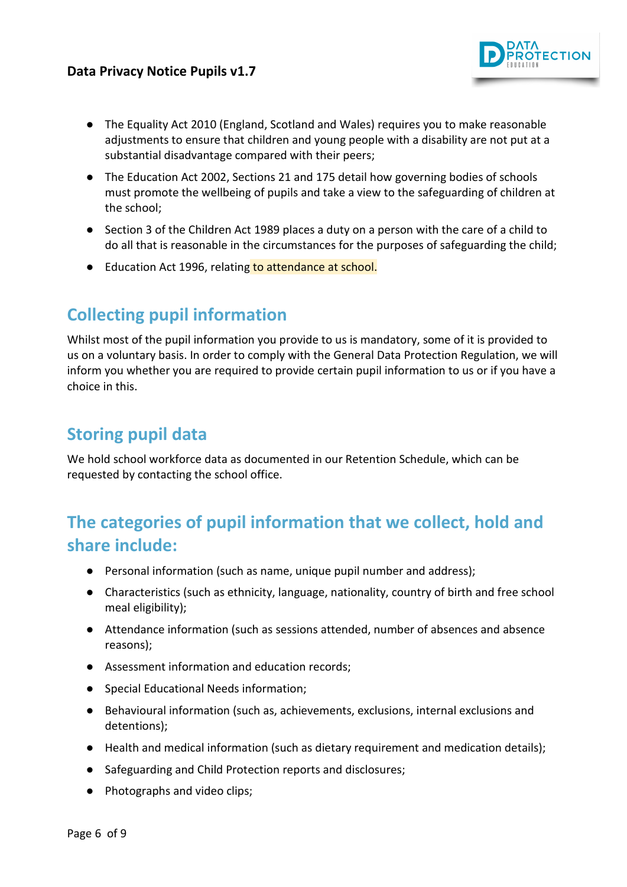- The Equality Act 2010 (England, Scotland and Wales) requires you to make reasonable adjustments to ensure that children and young people with a disability are not put at a substantial disadvantage compared with their peers;
- The Education Act 2002, Sections 21 and 175 detail how governing bodies of schools must promote the wellbeing of pupils and take a view to the safeguarding of children at the school;
- Section 3 of the Children Act 1989 places a duty on a person with the care of a child to do all that is reasonable in the circumstances for the purposes of safeguarding the child;
- Education Act 1996, relating to attendance at school.

## Collecting pupil information

Whilst most of the pupil information you provide to us is mandatory, some of it is provided to us on a voluntary basis. In order to comply with the General Data Protection Regulation, we will inform you whether you are required to provide certain pupil information to us or if you have a choice in this.

## Storing pupil data

We hold school workforce data as documented in our Retention Schedule, which can be requested by contacting the school office.

## The categories of pupil information that we collect, hold and share include:

- Personal information (such as name, unique pupil number and address);
- Characteristics (such as ethnicity, language, nationality, country of birth and free school meal eligibility);
- Attendance information (such as sessions attended, number of absences and absence reasons);
- Assessment information and education records;
- Special Educational Needs information;
- Behavioural information (such as, achievements, exclusions, internal exclusions and detentions);
- Health and medical information (such as dietary requirement and medication details);
- Safeguarding and Child Protection reports and disclosures;
- Photographs and video clips;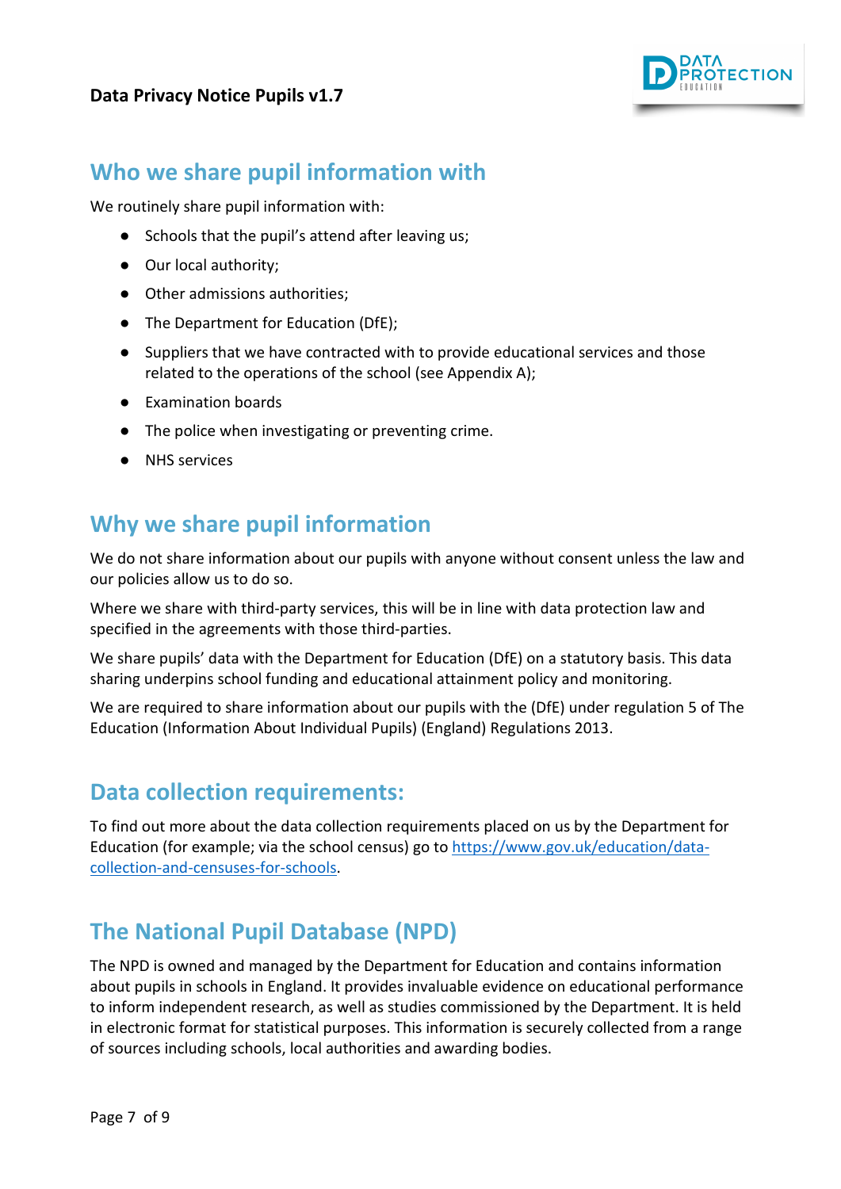## Who we share pupil information with

We routinely share pupil information with:

- Schools that the pupil's attend after leaving us;
- Our local authority;
- Other admissions authorities;
- The Department for Education (DfE);
- Suppliers that we have contracted with to provide educational services and those related to the operations of the school (see Appendix A);
- Examination boards
- The police when investigating or preventing crime.
- NHS services

## Why we share pupil information

We do not share information about our pupils with anyone without consent unless the law and our policies allow us to do so.

Where we share with third-party services, this will be in line with data protection law and specified in the agreements with those third-parties.

We share pupils' data with the Department for Education (DfE) on a statutory basis. This data sharing underpins school funding and educational attainment policy and monitoring.

We are required to share information about our pupils with the (DfE) under regulation 5 of The Education (Information About Individual Pupils) (England) Regulations 2013.

## Data collection requirements:

To find out more about the data collection requirements placed on us by the Department for Education (for example; via the school census) go to [https://www.gov.uk/education/data-collection-and-censuses-for-schools](https://www.gov.uk/education/data-collection-and-censuses-for-schools).

## The National Pupil Database (NPD)

The NPD is owned and managed by the Department for Education and contains information about pupils in schools in England. It provides invaluable evidence on educational performance to inform independent research, as well as studies commissioned by the Department. It is held in electronic format for statistical purposes. This information is securely collected from a range of sources including schools, local authorities and awarding bodies.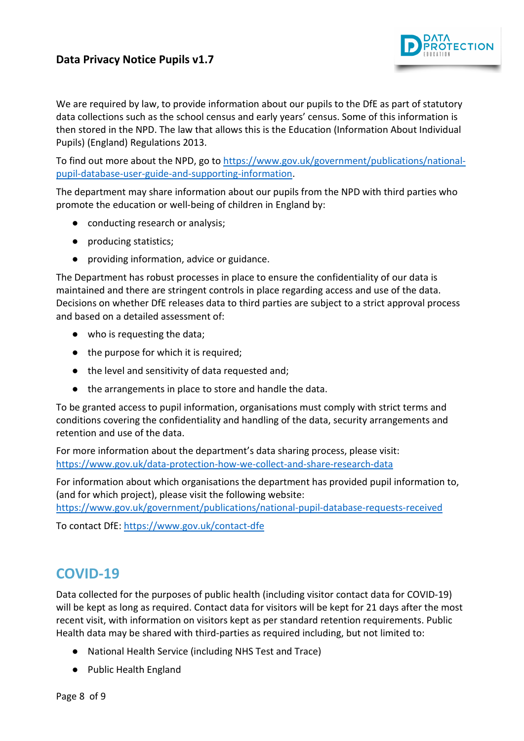We are required by law, to provide information about our pupils to the DfE as part of statutory data collections such as the school census and early years' census. Some of this information is then stored in the NPD. The law that allows this is the Education (Information About Individual Pupils) (England) Regulations 2013.

To find out more about the NPD, go to https://www.gov.uk/government/publications/national-pupil-database-user-guide-and-supporting-information.

The department may share information about our pupils from the NPD with third parties who promote the education or well-being of children in England by:

- conducting research or analysis;
- producing statistics;
- providing information, advice or guidance.

The Department has robust processes in place to ensure the confidentiality of our data is maintained and there are stringent controls in place regarding access and use of the data. Decisions on whether DfE releases data to third parties are subject to a strict approval process and based on a detailed assessment of:

- who is requesting the data;
- the purpose for which it is required;
- the level and sensitivity of data requested and;
- the arrangements in place to store and handle the data.

To be granted access to pupil information, organisations must comply with strict terms and conditions covering the confidentiality and handling of the data, security arrangements and retention and use of the data.

For more information about the department's data sharing process, please visit: https://www.gov.uk/data-protection-how-we-collect-and-share-research-data

For information about which organisations the department has provided pupil information to, (and for which project), please visit the following website: https://www.gov.uk/government/publications/national-pupil-database-requests-received

To contact DfE: https://www.gov.uk/contact-dfe

## COVID-19

Data collected for the purposes of public health (including visitor contact data for COVID-19) will be kept as long as required. Contact data for visitors will be kept for 21 days after the most recent visit, with information on visitors kept as per standard retention requirements. Public Health data may be shared with third-parties as required including, but not limited to:

- National Health Service (including NHS Test and Trace)
- Public Health England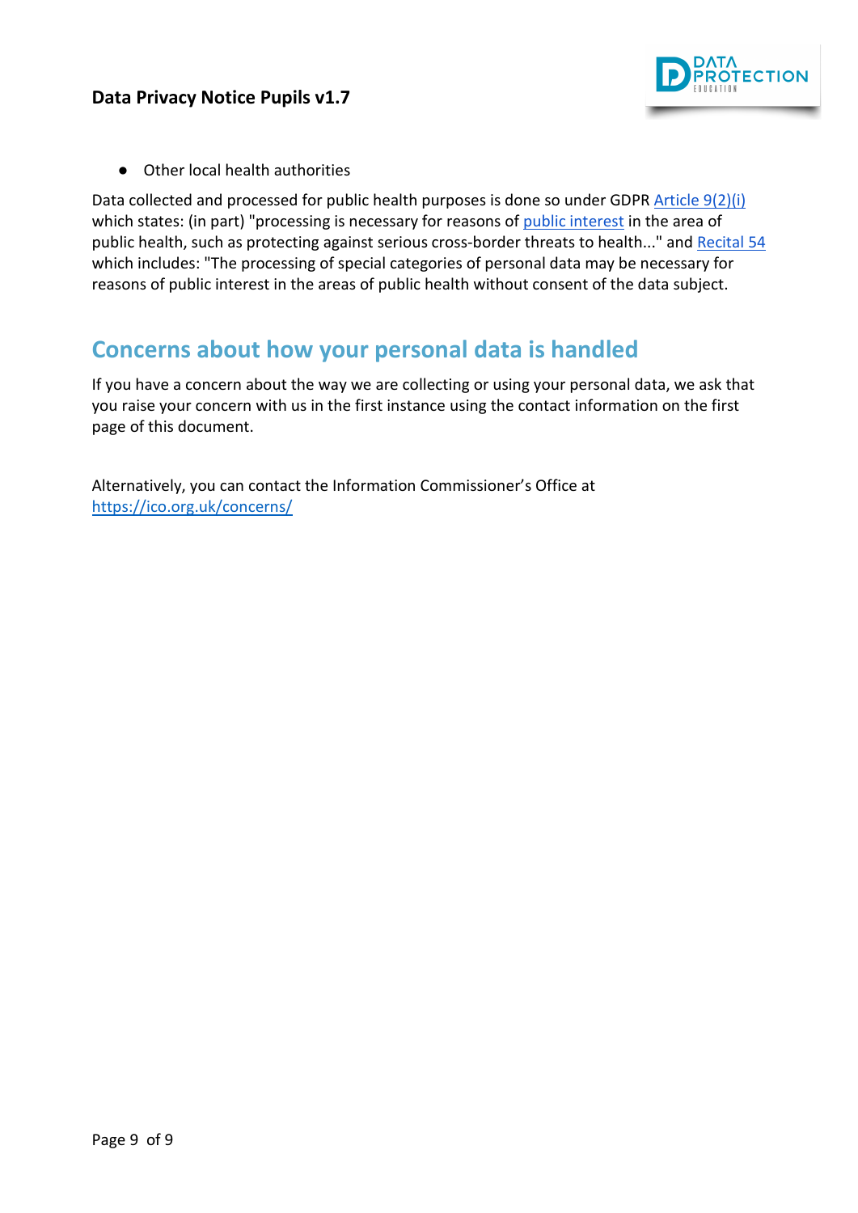- Other local health authorities

Data collected and processed for public health purposes is done so under GDPR [Article 9(2)(i)] which states: (in part) "processing is necessary for reasons of [public interest] in the area of public health, such as protecting against serious cross-border threats to health..." and [Recital 54] which includes: "The processing of special categories of personal data may be necessary for reasons of public interest in the areas of public health without consent of the data subject.

## Concerns about how your personal data is handled

If you have a concern about the way we are collecting or using your personal data, we ask that you raise your concern with us in the first instance using the contact information on the first page of this document.

Alternatively, you can contact the Information Commissioner's Office at https://ico.org.uk/concerns/